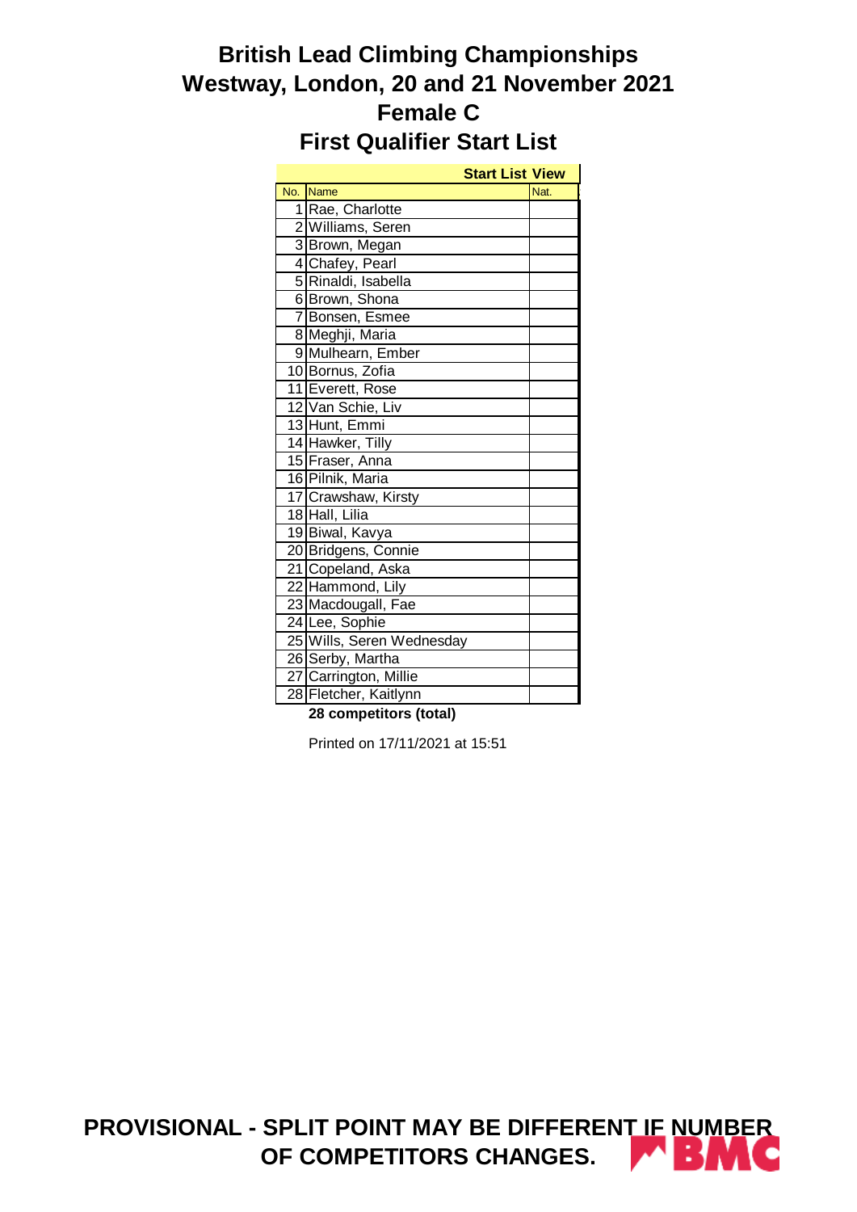# British Lead Climbing Championships
# Westway, London, 20 and 21 November 2021
# Female C
# First Qualifier Start List

| Start List View | | |
|---|---|---|
| No. | Name | Nat. |
| 1 | Rae, Charlotte | |
| 2 | Williams, Seren | |
| 3 | Brown, Megan | |
| 4 | Chafey, Pearl | |
| 5 | Rinaldi, Isabella | |
| 6 | Brown, Shona | |
| 7 | Bonsen, Esmee | |
| 8 | Meghji, Maria | |
| 9 | Mulhearn, Ember | |
| 10 | Bornus, Zofia | |
| 11 | Everett, Rose | |
| 12 | Van Schie, Liv | |
| 13 | Hunt, Emmi | |
| 14 | Hawker, Tilly | |
| 15 | Fraser, Anna | |
| 16 | Pilnik, Maria | |
| 17 | Crawshaw, Kirsty | |
| 18 | Hall, Lilia | |
| 19 | Biwal, Kavya | |
| 20 | Bridgens, Connie | |
| 21 | Copeland, Aska | |
| 22 | Hammond, Lily | |
| 23 | Macdougall, Fae | |
| 24 | Lee, Sophie | |
| 25 | Wills, Seren Wednesday | |
| 26 | Serby, Martha | |
| 27 | Carrington, Millie | |
| 28 | Fletcher, Kaitlynn | |

**28 competitors (total)**

Printed on 17/11/2021 at 15:51

**PROVISIONAL - SPLIT POINT MAY BE DIFFERENT IF NUMBER OF COMPETITORS CHANGES.**

BMC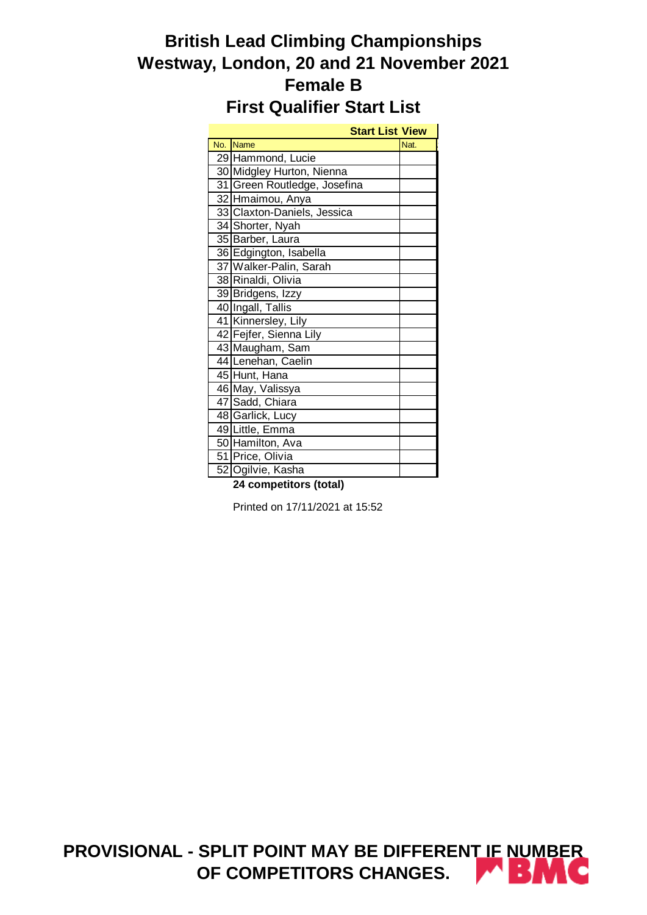# British Lead Climbing Championships
# Westway, London, 20 and 21 November 2021
# Female B
# First Qualifier Start List

| Start List View | | |
|---|---|---|
| No. | Name | Nat. |
| 29 | Hammond, Lucie | |
| 30 | Midgley Hurton, Nienna | |
| 31 | Green Routledge, Josefina | |
| 32 | Hmaimou, Anya | |
| 33 | Claxton-Daniels, Jessica | |
| 34 | Shorter, Nyah | |
| 35 | Barber, Laura | |
| 36 | Edgington, Isabella | |
| 37 | Walker-Palin, Sarah | |
| 38 | Rinaldi, Olivia | |
| 39 | Bridgens, Izzy | |
| 40 | Ingall, Tallis | |
| 41 | Kinnersley, Lily | |
| 42 | Fejfer, Sienna Lily | |
| 43 | Maugham, Sam | |
| 44 | Lenehan, Caelin | |
| 45 | Hunt, Hana | |
| 46 | May, Valissya | |
| 47 | Sadd, Chiara | |
| 48 | Garlick, Lucy | |
| 49 | Little, Emma | |
| 50 | Hamilton, Ava | |
| 51 | Price, Olivia | |
| 52 | Ogilvie, Kasha | |

**24 competitors (total)**

Printed on 17/11/2021 at 15:52

**PROVISIONAL - SPLIT POINT MAY BE DIFFERENT IF NUMBER OF COMPETITORS CHANGES.**

BMC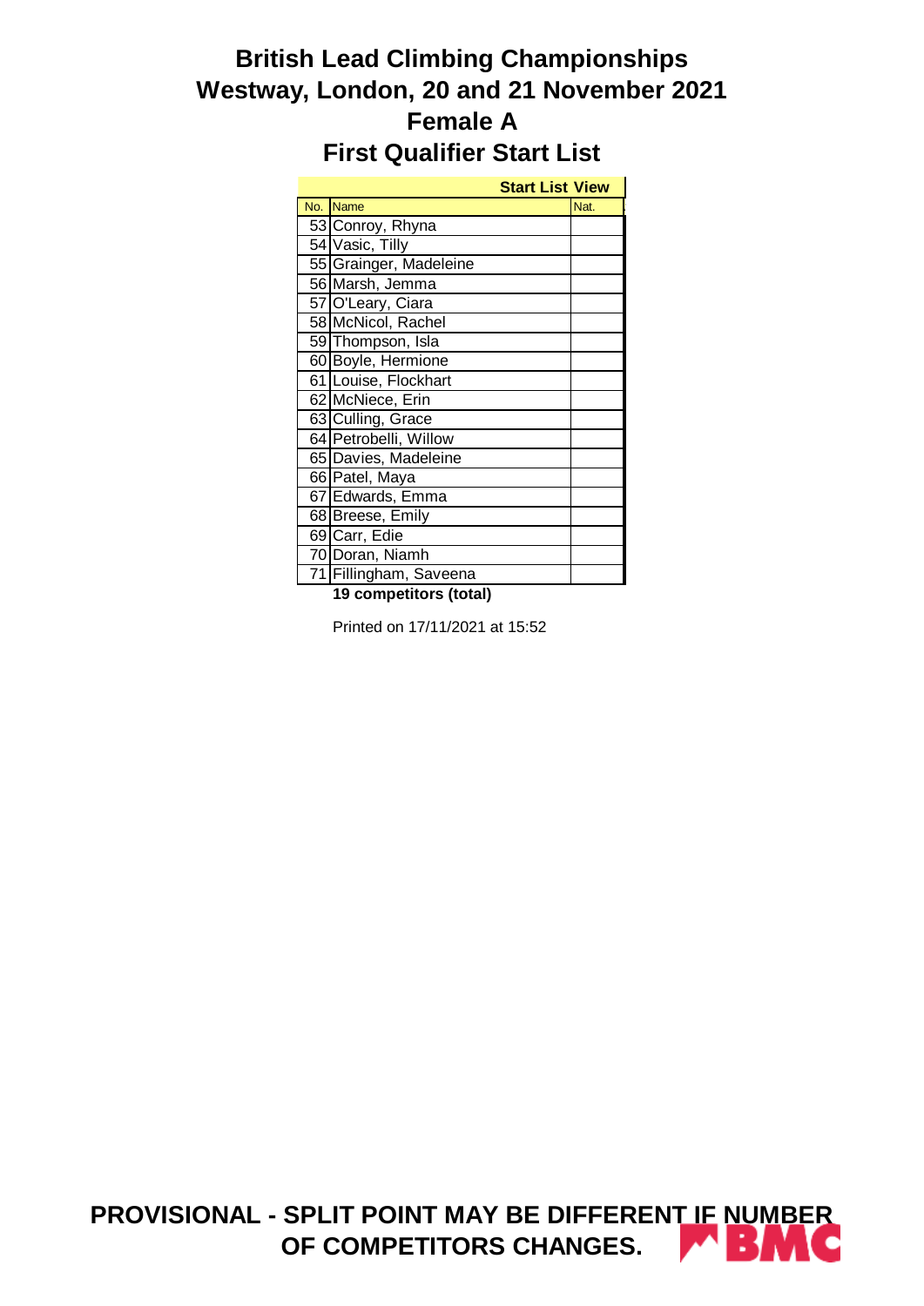# British Lead Climbing Championships
# Westway, London, 20 and 21 November 2021
# Female A
# First Qualifier Start List

| | **Start List View** | |
|---|---|---|
| No. | Name | Nat. |
| 53 | Conroy, Rhyna | |
| 54 | Vasic, Tilly | |
| 55 | Grainger, Madeleine | |
| 56 | Marsh, Jemma | |
| 57 | O'Leary, Ciara | |
| 58 | McNicol, Rachel | |
| 59 | Thompson, Isla | |
| 60 | Boyle, Hermione | |
| 61 | Louise, Flockhart | |
| 62 | McNiece, Erin | |
| 63 | Culling, Grace | |
| 64 | Petrobelli, Willow | |
| 65 | Davies, Madeleine | |
| 66 | Patel, Maya | |
| 67 | Edwards, Emma | |
| 68 | Breese, Emily | |
| 69 | Carr, Edie | |
| 70 | Doran, Niamh | |
| 71 | Fillingham, Saveena | |

**19 competitors (total)**

Printed on 17/11/2021 at 15:52

**PROVISIONAL - SPLIT POINT MAY BE DIFFERENT IF NUMBER OF COMPETITORS CHANGES.**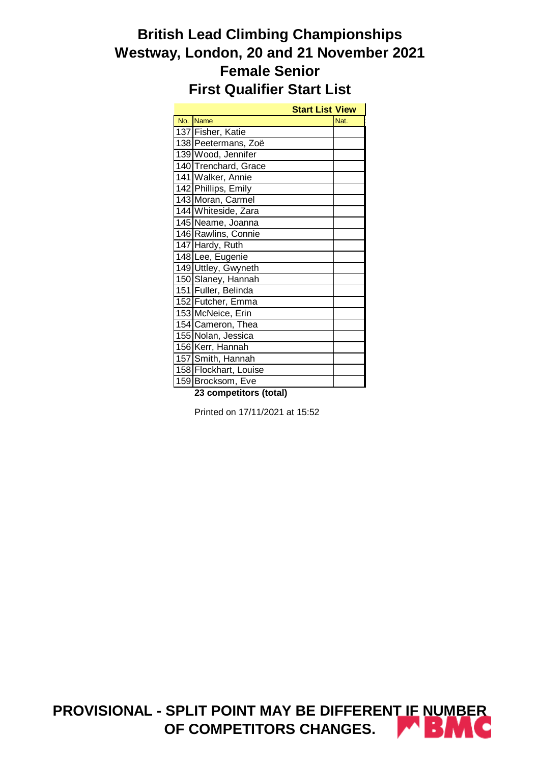# British Lead Climbing Championships
# Westway, London, 20 and 21 November 2021
# Female Senior
# First Qualifier Start List

| Start List View | | |
|---|---|---|
| No. | Name | Nat. |
| 137 | Fisher, Katie | |
| 138 | Peetermans, Zoë | |
| 139 | Wood, Jennifer | |
| 140 | Trenchard, Grace | |
| 141 | Walker, Annie | |
| 142 | Phillips, Emily | |
| 143 | Moran, Carmel | |
| 144 | Whiteside, Zara | |
| 145 | Neame, Joanna | |
| 146 | Rawlins, Connie | |
| 147 | Hardy, Ruth | |
| 148 | Lee, Eugenie | |
| 149 | Uttley, Gwyneth | |
| 150 | Slaney, Hannah | |
| 151 | Fuller, Belinda | |
| 152 | Futcher, Emma | |
| 153 | McNeice, Erin | |
| 154 | Cameron, Thea | |
| 155 | Nolan, Jessica | |
| 156 | Kerr, Hannah | |
| 157 | Smith, Hannah | |
| 158 | Flockhart, Louise | |
| 159 | Brocksom, Eve | |

**23 competitors (total)**

Printed on 17/11/2021 at 15:52

**PROVISIONAL - SPLIT POINT MAY BE DIFFERENT IF NUMBER OF COMPETITORS CHANGES.**

BMC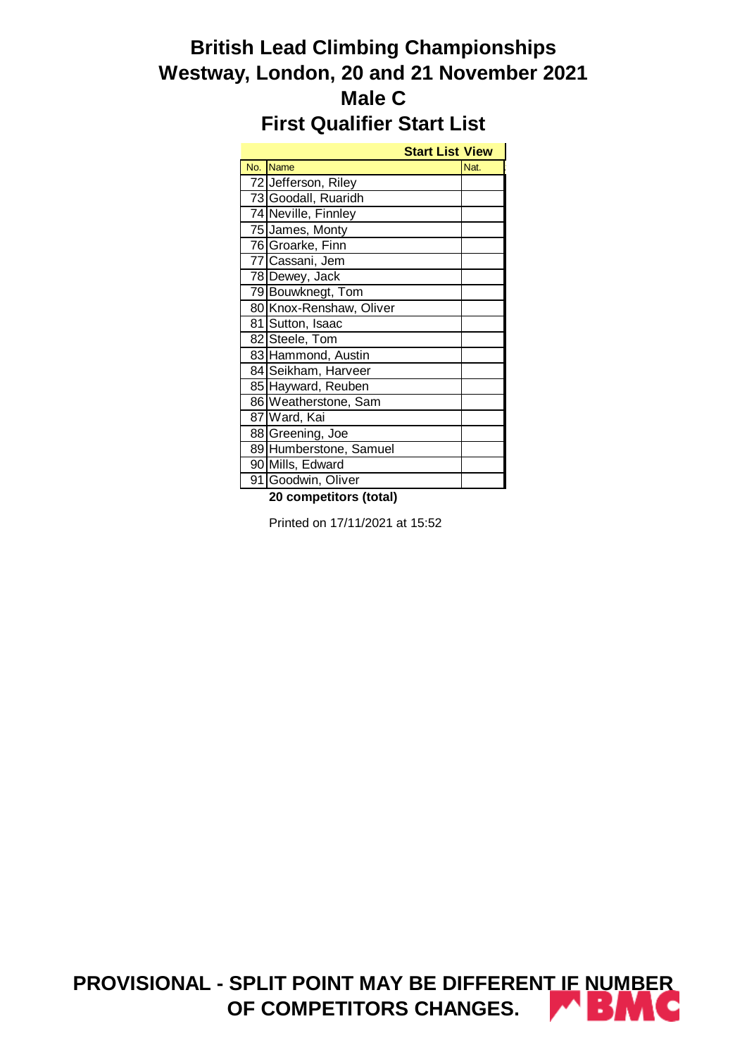# British Lead Climbing Championships
# Westway, London, 20 and 21 November 2021
# Male C
# First Qualifier Start List

| Start List View | | |
|---|---|---|
| No. | Name | Nat. |
| 72 | Jefferson, Riley | |
| 73 | Goodall, Ruaridh | |
| 74 | Neville, Finnley | |
| 75 | James, Monty | |
| 76 | Groarke, Finn | |
| 77 | Cassani, Jem | |
| 78 | Dewey, Jack | |
| 79 | Bouwknegt, Tom | |
| 80 | Knox-Renshaw, Oliver | |
| 81 | Sutton, Isaac | |
| 82 | Steele, Tom | |
| 83 | Hammond, Austin | |
| 84 | Seikham, Harveer | |
| 85 | Hayward, Reuben | |
| 86 | Weatherstone, Sam | |
| 87 | Ward, Kai | |
| 88 | Greening, Joe | |
| 89 | Humberstone, Samuel | |
| 90 | Mills, Edward | |
| 91 | Goodwin, Oliver | |

**20 competitors (total)**

Printed on 17/11/2021 at 15:52

**PROVISIONAL - SPLIT POINT MAY BE DIFFERENT IF NUMBER OF COMPETITORS CHANGES.**

BMC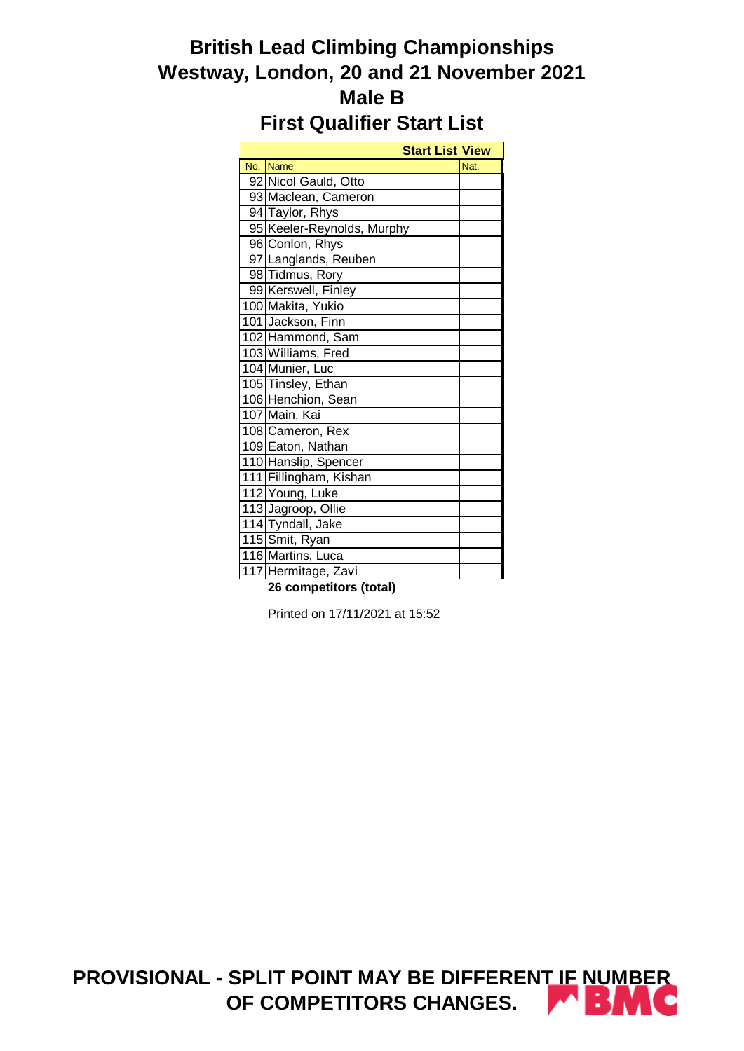# British Lead Climbing Championships
# Westway, London, 20 and 21 November 2021
# Male B
# First Qualifier Start List

| Start List View | | |
|---|---|---|
| No. | Name | Nat. |
| 92 | Nicol Gauld, Otto | |
| 93 | Maclean, Cameron | |
| 94 | Taylor, Rhys | |
| 95 | Keeler-Reynolds, Murphy | |
| 96 | Conlon, Rhys | |
| 97 | Langlands, Reuben | |
| 98 | Tidmus, Rory | |
| 99 | Kerswell, Finley | |
| 100 | Makita, Yukio | |
| 101 | Jackson, Finn | |
| 102 | Hammond, Sam | |
| 103 | Williams, Fred | |
| 104 | Munier, Luc | |
| 105 | Tinsley, Ethan | |
| 106 | Henchion, Sean | |
| 107 | Main, Kai | |
| 108 | Cameron, Rex | |
| 109 | Eaton, Nathan | |
| 110 | Hanslip, Spencer | |
| 111 | Fillingham, Kishan | |
| 112 | Young, Luke | |
| 113 | Jagroop, Ollie | |
| 114 | Tyndall, Jake | |
| 115 | Smit, Ryan | |
| 116 | Martins, Luca | |
| 117 | Hermitage, Zavi | |

**26 competitors (total)**

Printed on 17/11/2021 at 15:52

**PROVISIONAL - SPLIT POINT MAY BE DIFFERENT IF NUMBER OF COMPETITORS CHANGES.**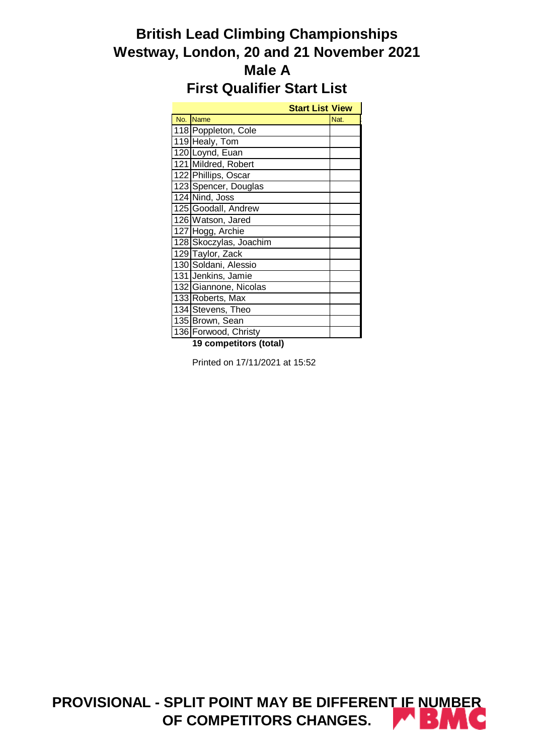# British Lead Climbing Championships
# Westway, London, 20 and 21 November 2021
# Male A
# First Qualifier Start List

| Start List View | | |
|---|---|---|
| No. | Name | Nat. |
| 118 | Poppleton, Cole | |
| 119 | Healy, Tom | |
| 120 | Loynd, Euan | |
| 121 | Mildred, Robert | |
| 122 | Phillips, Oscar | |
| 123 | Spencer, Douglas | |
| 124 | Nind, Joss | |
| 125 | Goodall, Andrew | |
| 126 | Watson, Jared | |
| 127 | Hogg, Archie | |
| 128 | Skoczylas, Joachim | |
| 129 | Taylor, Zack | |
| 130 | Soldani, Alessio | |
| 131 | Jenkins, Jamie | |
| 132 | Giannone, Nicolas | |
| 133 | Roberts, Max | |
| 134 | Stevens, Theo | |
| 135 | Brown, Sean | |
| 136 | Forwood, Christy | |

**19 competitors (total)**

Printed on 17/11/2021 at 15:52

**PROVISIONAL - SPLIT POINT MAY BE DIFFERENT IF NUMBER OF COMPETITORS CHANGES.**

BMC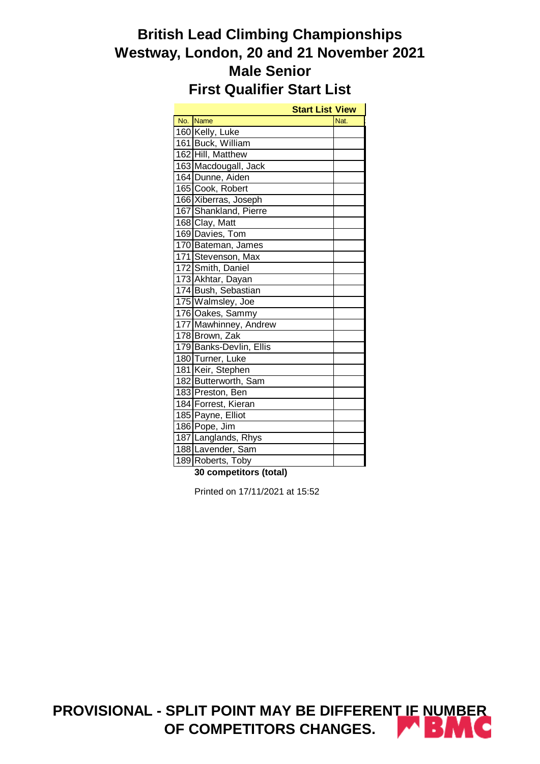# British Lead Climbing Championships
# Westway, London, 20 and 21 November 2021
# Male Senior
# First Qualifier Start List

| Start List View | | |
|---|---|---|
| No. | Name | Nat. |
| 160 | Kelly, Luke | |
| 161 | Buck, William | |
| 162 | Hill, Matthew | |
| 163 | Macdougall, Jack | |
| 164 | Dunne, Aiden | |
| 165 | Cook, Robert | |
| 166 | Xiberras, Joseph | |
| 167 | Shankland, Pierre | |
| 168 | Clay, Matt | |
| 169 | Davies, Tom | |
| 170 | Bateman, James | |
| 171 | Stevenson, Max | |
| 172 | Smith, Daniel | |
| 173 | Akhtar, Dayan | |
| 174 | Bush, Sebastian | |
| 175 | Walmsley, Joe | |
| 176 | Oakes, Sammy | |
| 177 | Mawhinney, Andrew | |
| 178 | Brown, Zak | |
| 179 | Banks-Devlin, Ellis | |
| 180 | Turner, Luke | |
| 181 | Keir, Stephen | |
| 182 | Butterworth, Sam | |
| 183 | Preston, Ben | |
| 184 | Forrest, Kieran | |
| 185 | Payne, Elliot | |
| 186 | Pope, Jim | |
| 187 | Langlands, Rhys | |
| 188 | Lavender, Sam | |
| 189 | Roberts, Toby | |

**30 competitors (total)**

Printed on 17/11/2021 at 15:52

**PROVISIONAL - SPLIT POINT MAY BE DIFFERENT IF NUMBER OF COMPETITORS CHANGES.**

BMC